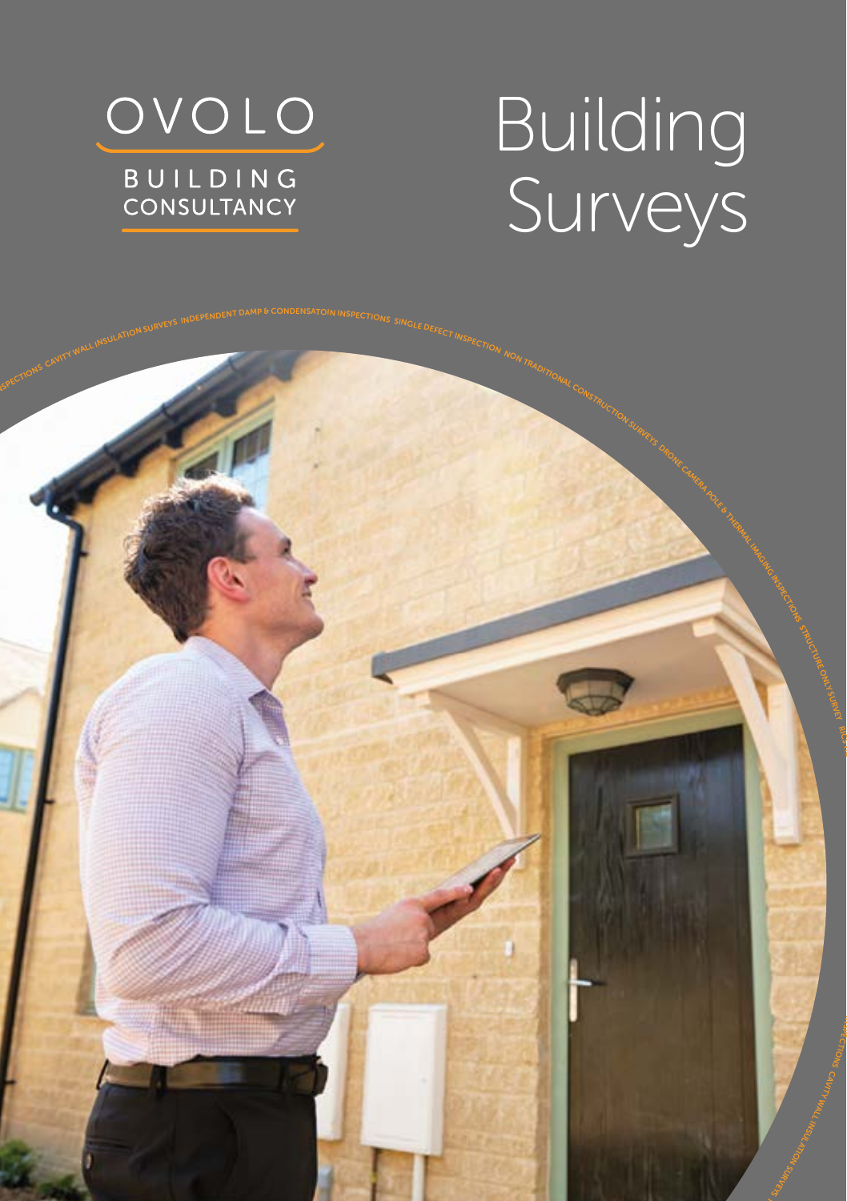OVOLO

BUILDING CONSULTANCY

# Building Surveys

INSPECTIONS CAVITY WALL INSULATION SURVEYS INDEPENDENT DAMP & CONDENSATOIN INSPECTIONS SINGLE DEFECT INSPECTION NON TRADITIONAL CONSTRUCTION SURVEYS DRONE CAMERA POLE & THERMAL IMAGING INSPECTIONS STRUCTURE ONLY SURVEY RICS

INSPECTIONS CAVITY WALL INSULATION SURVEYS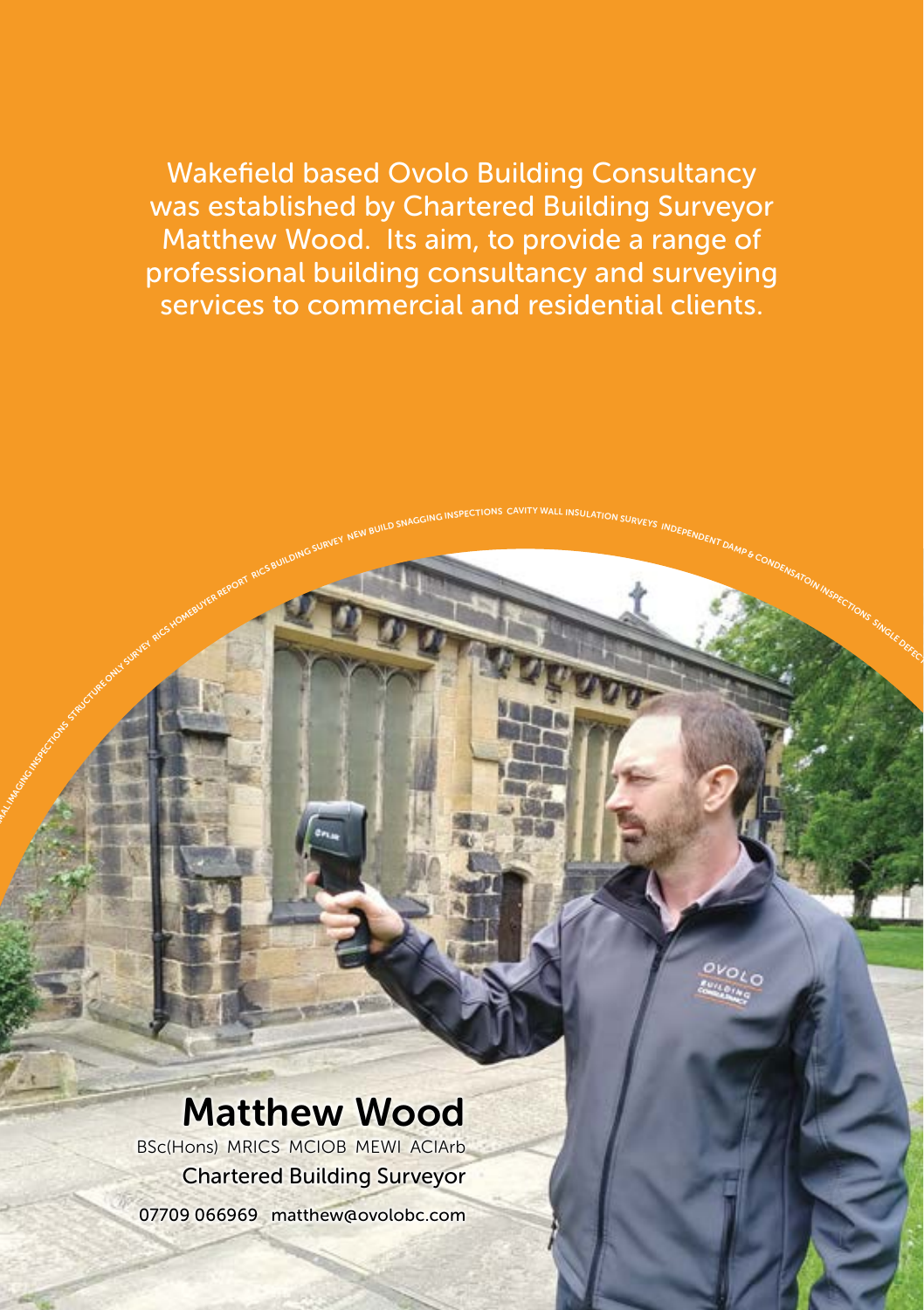Wakefield based Ovolo Building Consultancy was established by Chartered Building Surveyor Matthew Wood. Its aim, to provide a range of professional building consultancy and surveying services to commercial and residential clients.

THERMAL IMAGING INSPECTIONS STRUCTURE ONLY SURVEY RICS HOMEBUYER REPORT RICS BUILDING SURVEY NEW BUILD SNAGGING INSPECTIONS CAVITY WALL INSULATION SURVEYS INDEPENDENT DAMP & CONDENSATOIN INSPECTIONS SINGLE DEFECT

## Matthew Wood

BSc(Hons) MRICS MCIOB MEWI ACIArb

Chartered Building Surveyor

07709 066969 matthew@ovolobc.com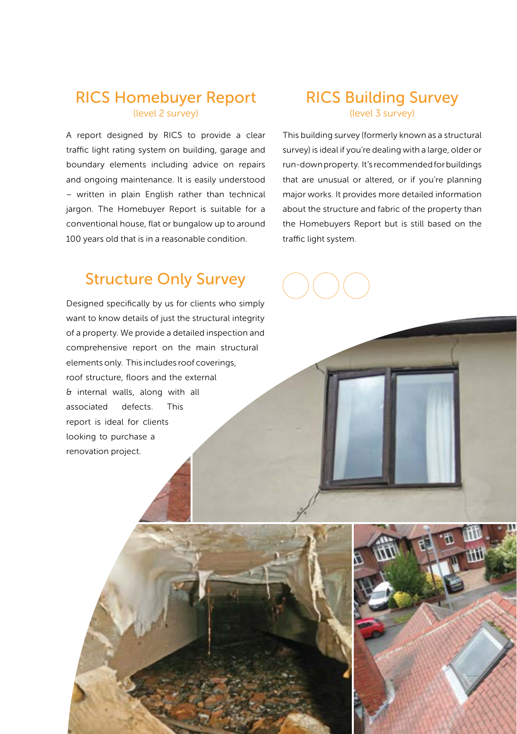## RICS Homebuyer Report

(level 2 survey)

A report designed by RICS to provide a clear traffic light rating system on building, garage and boundary elements including advice on repairs and ongoing maintenance. It is easily understood – written in plain English rather than technical jargon. The Homebuyer Report is suitable for a conventional house, flat or bungalow up to around 100 years old that is in a reasonable condition.

## RICS Building Survey

(level 3 survey)

This building survey (formerly known as a structural survey) is ideal if you're dealing with a large, older or run-down property. It's recommended for buildings that are unusual or altered, or if you're planning major works. It provides more detailed information about the structure and fabric of the property than the Homebuyers Report but is still based on the traffic light system.

## Structure Only Survey

Designed specifically by us for clients who simply want to know details of just the structural integrity of a property. We provide a detailed inspection and comprehensive report on the main structural elements only. This includes roof coverings, roof structure, floors and the external & internal walls, along with all associated defects. This report is ideal for clients looking to purchase a renovation project.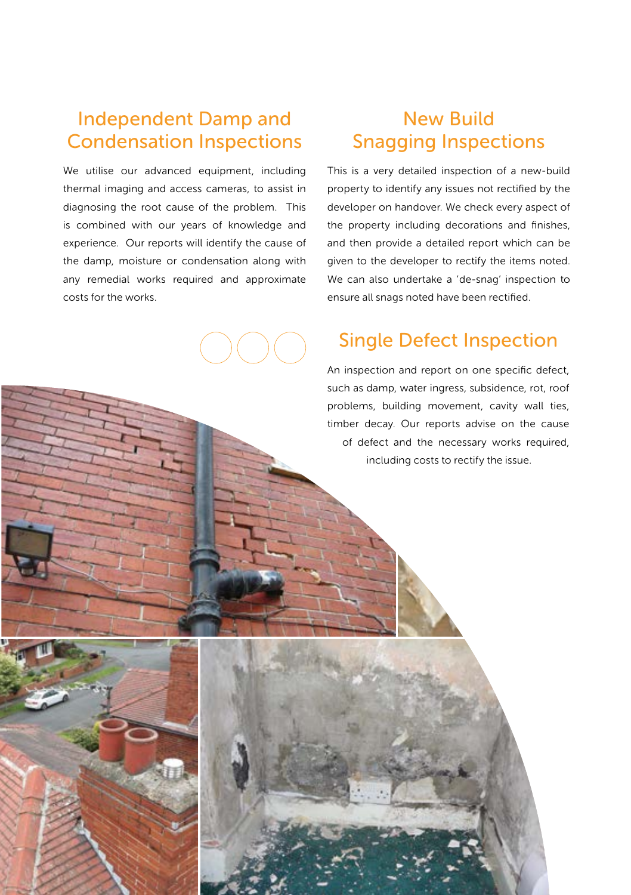## Independent Damp and Condensation Inspections

We utilise our advanced equipment, including thermal imaging and access cameras, to assist in diagnosing the root cause of the problem. This is combined with our years of knowledge and experience. Our reports will identify the cause of the damp, moisture or condensation along with any remedial works required and approximate costs for the works.

## New Build Snagging Inspections

This is a very detailed inspection of a new-build property to identify any issues not rectified by the developer on handover. We check every aspect of the property including decorations and finishes, and then provide a detailed report which can be given to the developer to rectify the items noted. We can also undertake a 'de-snag' inspection to ensure all snags noted have been rectified.

## Single Defect Inspection

An inspection and report on one specific defect, such as damp, water ingress, subsidence, rot, roof problems, building movement, cavity wall ties, timber decay. Our reports advise on the cause of defect and the necessary works required, including costs to rectify the issue.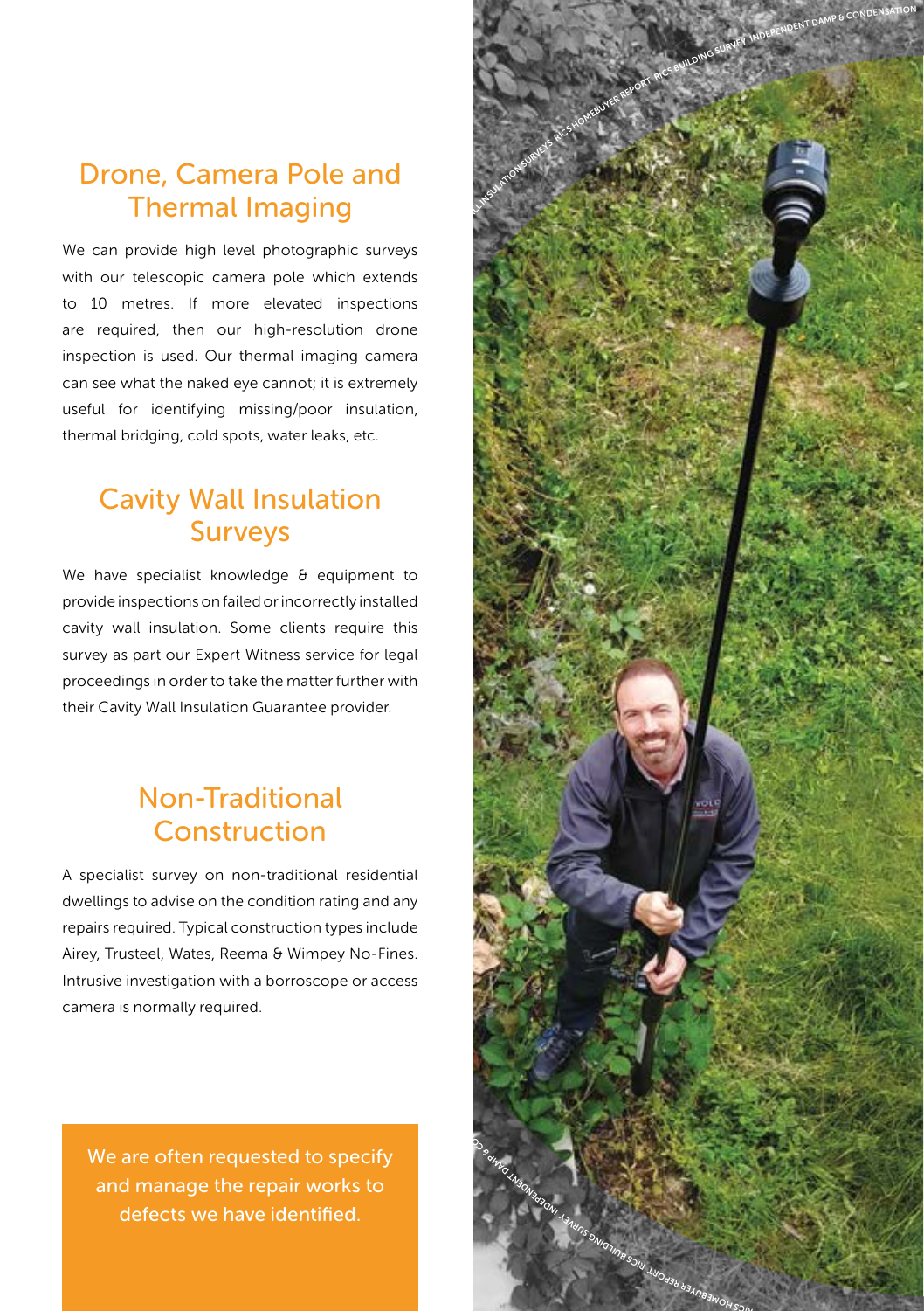## Drone, Camera Pole and Thermal Imaging

We can provide high level photographic surveys with our telescopic camera pole which extends to 10 metres. If more elevated inspections are required, then our high-resolution drone inspection is used. Our thermal imaging camera can see what the naked eye cannot; it is extremely useful for identifying missing/poor insulation, thermal bridging, cold spots, water leaks, etc.

## Cavity Wall Insulation Surveys

We have specialist knowledge & equipment to provide inspections on failed or incorrectly installed cavity wall insulation. Some clients require this survey as part our Expert Witness service for legal proceedings in order to take the matter further with their Cavity Wall Insulation Guarantee provider.

## Non-Traditional Construction

A specialist survey on non-traditional residential dwellings to advise on the condition rating and any repairs required. Typical construction types include Airey, Trusteel, Wates, Reema & Wimpey No-Fines. Intrusive investigation with a borroscope or access camera is normally required.

We are often requested to specify and manage the repair works to defects we have identified.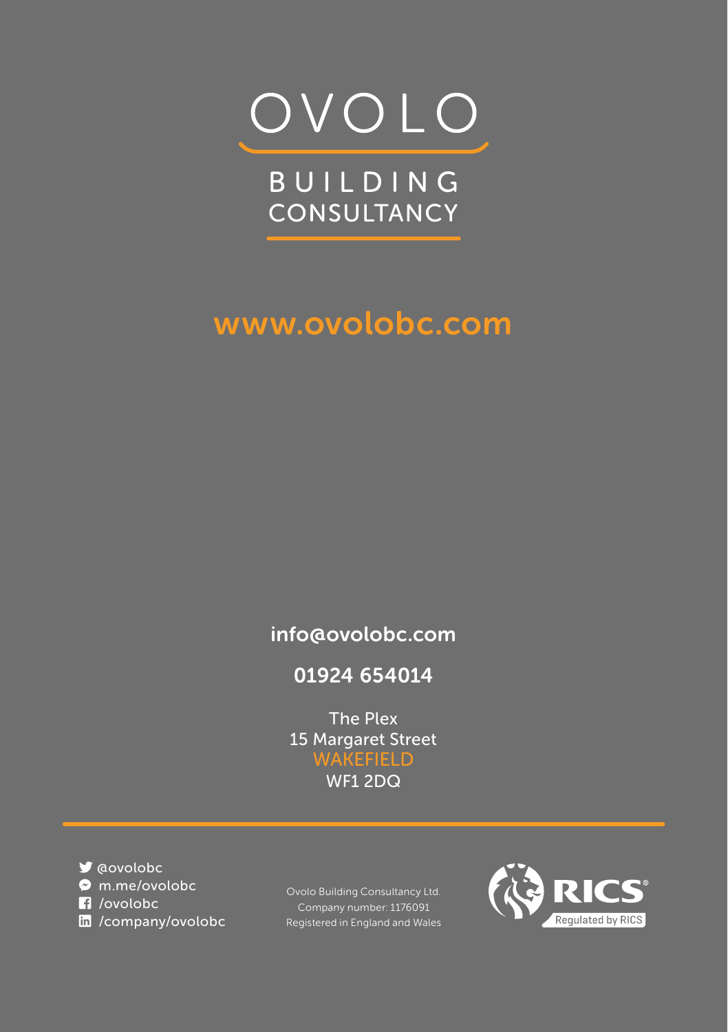# OVOLO

BUILDING CONSULTANCY

**www.ovolobc.com**

**info@ovolobc.com**

**01924 654014**

The Plex
15 Margaret Street
WAKEFIELD
WF1 2DQ

@ovolobc
m.me/ovolobc
/ovolobc
/company/ovolobc

Ovolo Building Consultancy Ltd.
Company number: 1176091
Registered in England and Wales

RICS® Regulated by RICS